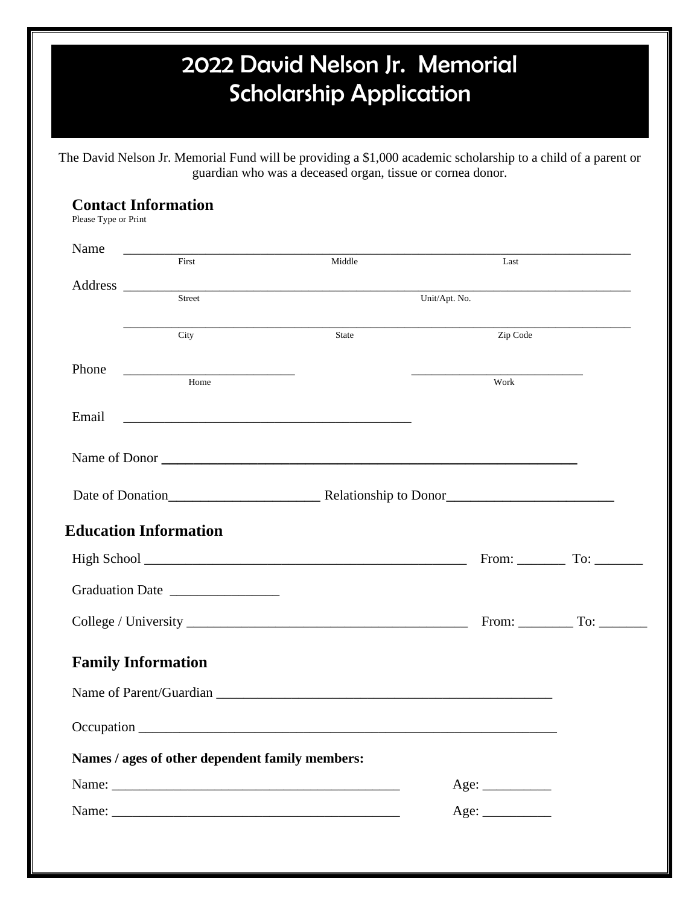# 2022 David Nelson Jr. Memorial Scholarship Application

The David Nelson Jr. Memorial Fund will be providing a $1,000 academic scholarship to a child of a parent or guardian who was a deceased organ, tissue or cornea donor.

## Contact Information

Please Type or Print

Name ______________________________________________________________
First Middle Last

Address ____________________________________________________________
Street Unit/Apt. No.

____________________________________________________________
City State Zip Code

Phone ________________________ ________________________
Home Work

Email ________________________________________

Name of Donor ______________________________________________________

Date of Donation____________________ Relationship to Donor______________________

## Education Information

High School ____________________________________________ From: _______ To: _______

Graduation Date _______________

College / University ______________________________________ From: ________ To: _______

## Family Information

Name of Parent/Guardian ______________________________________________

Occupation ________________________________________________________

**Names / ages of other dependent family members:**

Name: ______________________________________ Age: __________

Name: ______________________________________ Age: __________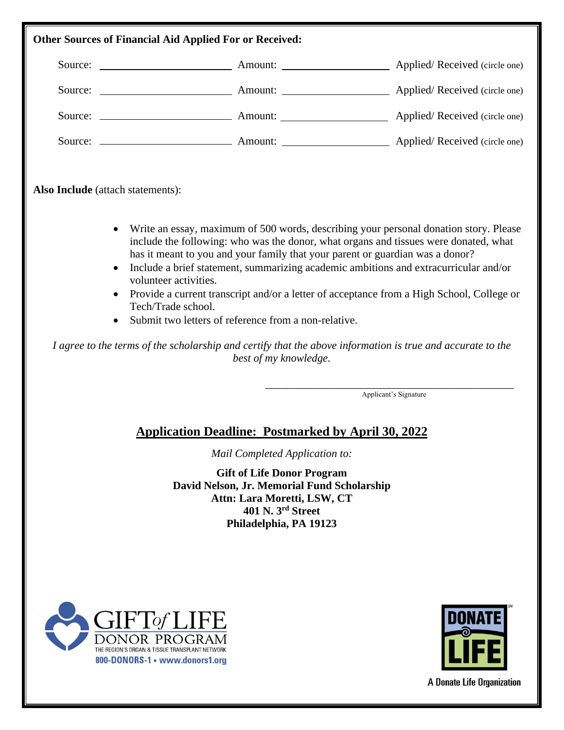**Other Sources of Financial Aid Applied For or Received:**

Source: ______________________ Amount: ____________________ Applied/ Received (circle one)

Source: ______________________ Amount: ____________________ Applied/ Received (circle one)

Source: ______________________ Amount: ____________________ Applied/ Received (circle one)

Source: ______________________ Amount: ____________________ Applied/ Received (circle one)

**Also Include** (attach statements):

- Write an essay, maximum of 500 words, describing your personal donation story. Please include the following: who was the donor, what organs and tissues were donated, what has it meant to you and your family that your parent or guardian was a donor?
- Include a brief statement, summarizing academic ambitions and extracurricular and/or volunteer activities.
- Provide a current transcript and/or a letter of acceptance from a High School, College or Tech/Trade school.
- Submit two letters of reference from a non-relative.

*I agree to the terms of the scholarship and certify that the above information is true and accurate to the best of my knowledge.*

______________________________________________
Applicant's Signature

## Application Deadline: Postmarked by April 30, 2022

*Mail Completed Application to:*

**Gift of Life Donor Program**
**David Nelson, Jr. Memorial Fund Scholarship**
**Attn: Lara Moretti, LSW, CT**
**401 N. 3rd Street**
**Philadelphia, PA 19123**

GIFT of LIFE DONOR PROGRAM
THE REGION'S ORGAN & TISSUE TRANSPLANT NETWORK
800-DONORS-1 • www.donors1.org

DONATE LIFE
A Donate Life Organization